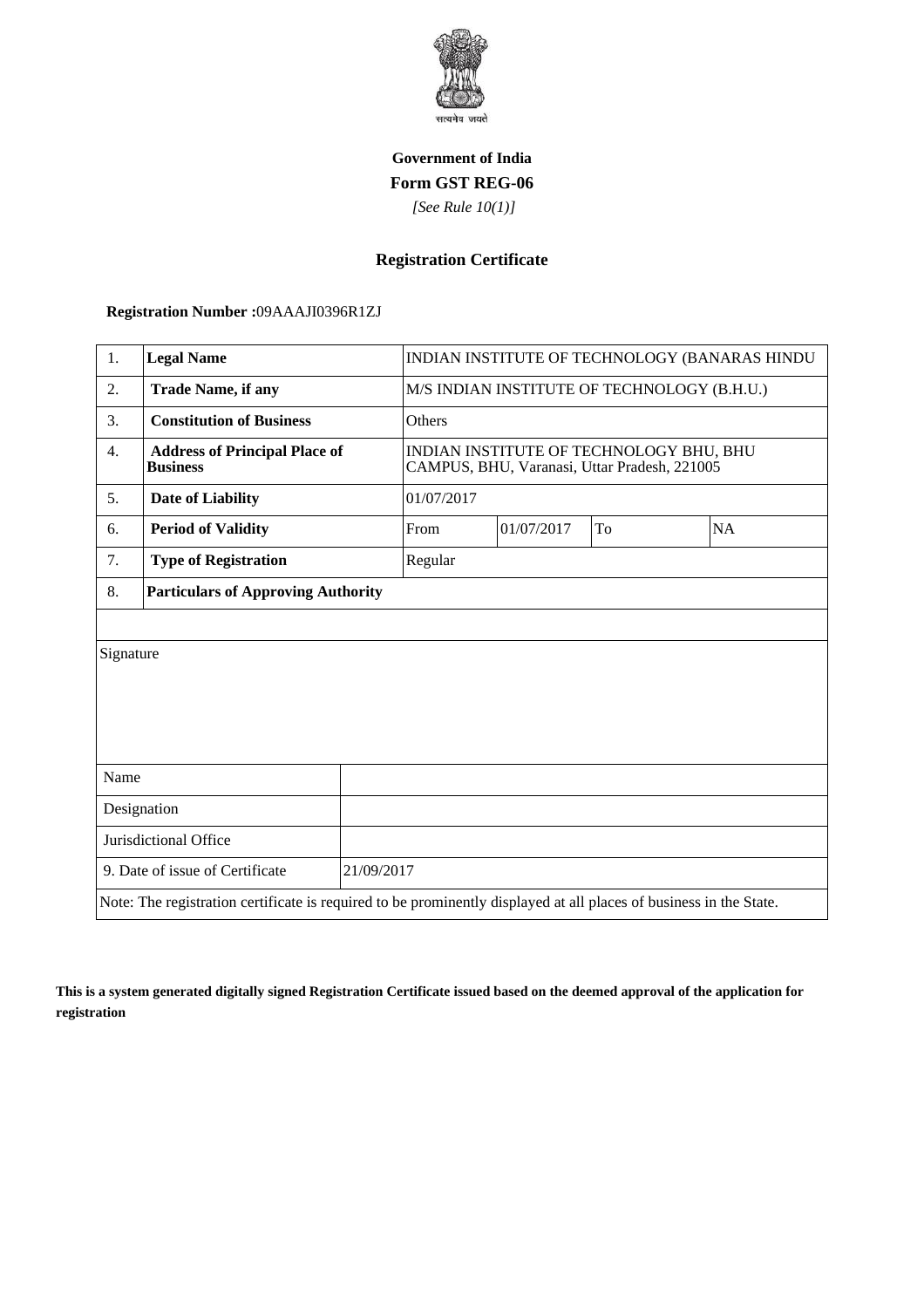**Government of India**

**Form GST REG-06**

*[See Rule 10(1)]*

## Registration Certificate

**Registration Number :**09AAAJI0396R1ZJ

| | | | | | |
|---|---|---|---|---|---|
| 1. | **Legal Name** | INDIAN INSTITUTE OF TECHNOLOGY (BANARAS HINDU | | | |
| 2. | **Trade Name, if any** | M/S INDIAN INSTITUTE OF TECHNOLOGY (B.H.U.) | | | |
| 3. | **Constitution of Business** | Others | | | |
| 4. | **Address of Principal Place of Business** | INDIAN INSTITUTE OF TECHNOLOGY BHU, BHU CAMPUS, BHU, Varanasi, Uttar Pradesh, 221005 | | | |
| 5. | **Date of Liability** | 01/07/2017 | | | |
| 6. | **Period of Validity** | From | 01/07/2017 | To | NA |
| 7. | **Type of Registration** | Regular | | | |
| 8. | **Particulars of Approving Authority** | | | | |

| | |
|---|---|
| Signature | |
| Name | |
| Designation | |
| Jurisdictional Office | |
| 9. Date of issue of Certificate | 21/09/2017 |

Note: The registration certificate is required to be prominently displayed at all places of business in the State.

**This is a system generated digitally signed Registration Certificate issued based on the deemed approval of the application for registration**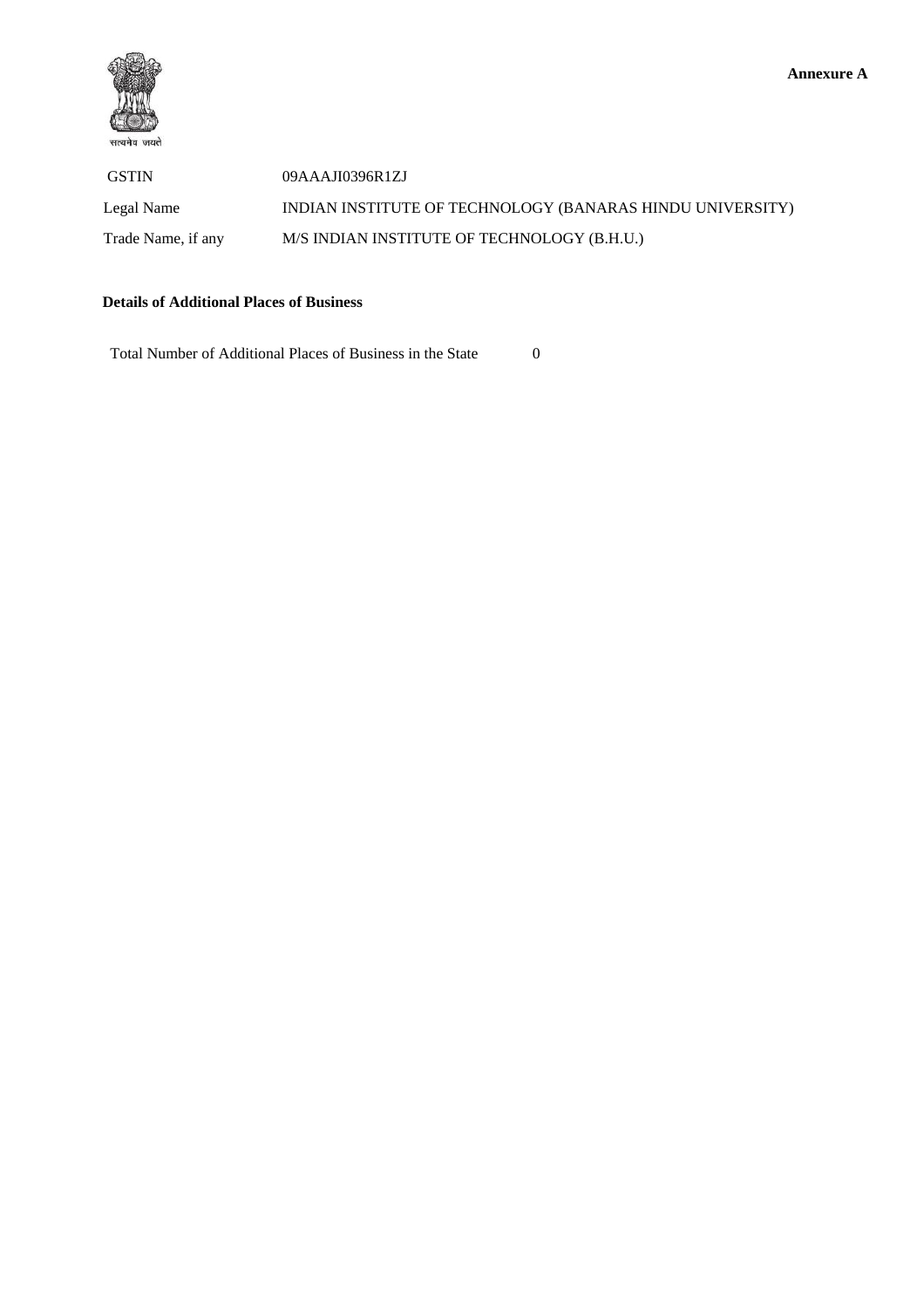**Annexure A**

| GSTIN | 09AAAJI0396R1ZJ |
| --- | --- |
| Legal Name | INDIAN INSTITUTE OF TECHNOLOGY (BANARAS HINDU UNIVERSITY) |
| Trade Name, if any | M/S INDIAN INSTITUTE OF TECHNOLOGY (B.H.U.) |

**Details of Additional Places of Business**

Total Number of Additional Places of Business in the State 0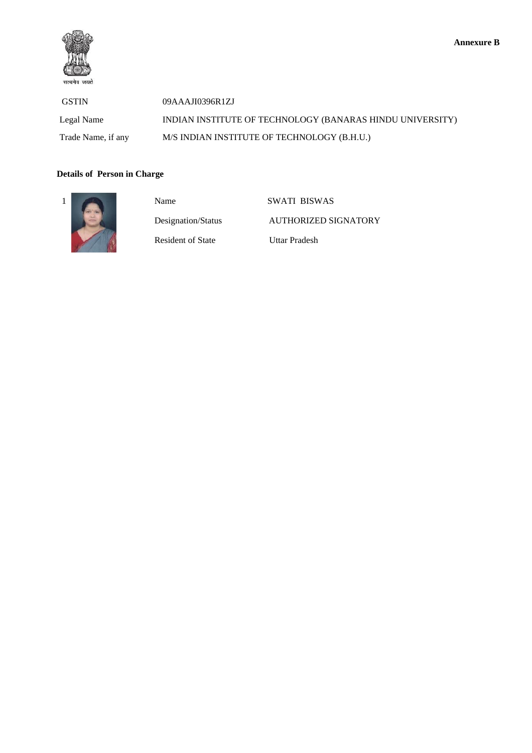**Annexure B**

| | |
|---|---|
| GSTIN | 09AAAJI0396R1ZJ |
| Legal Name | INDIAN INSTITUTE OF TECHNOLOGY (BANARAS HINDU UNIVERSITY) |
| Trade Name, if any | M/S INDIAN INSTITUTE OF TECHNOLOGY (B.H.U.) |

**Details of Person in Charge**

1

| | |
|---|---|
| Name | SWATI BISWAS |
| Designation/Status | AUTHORIZED SIGNATORY |
| Resident of State | Uttar Pradesh |